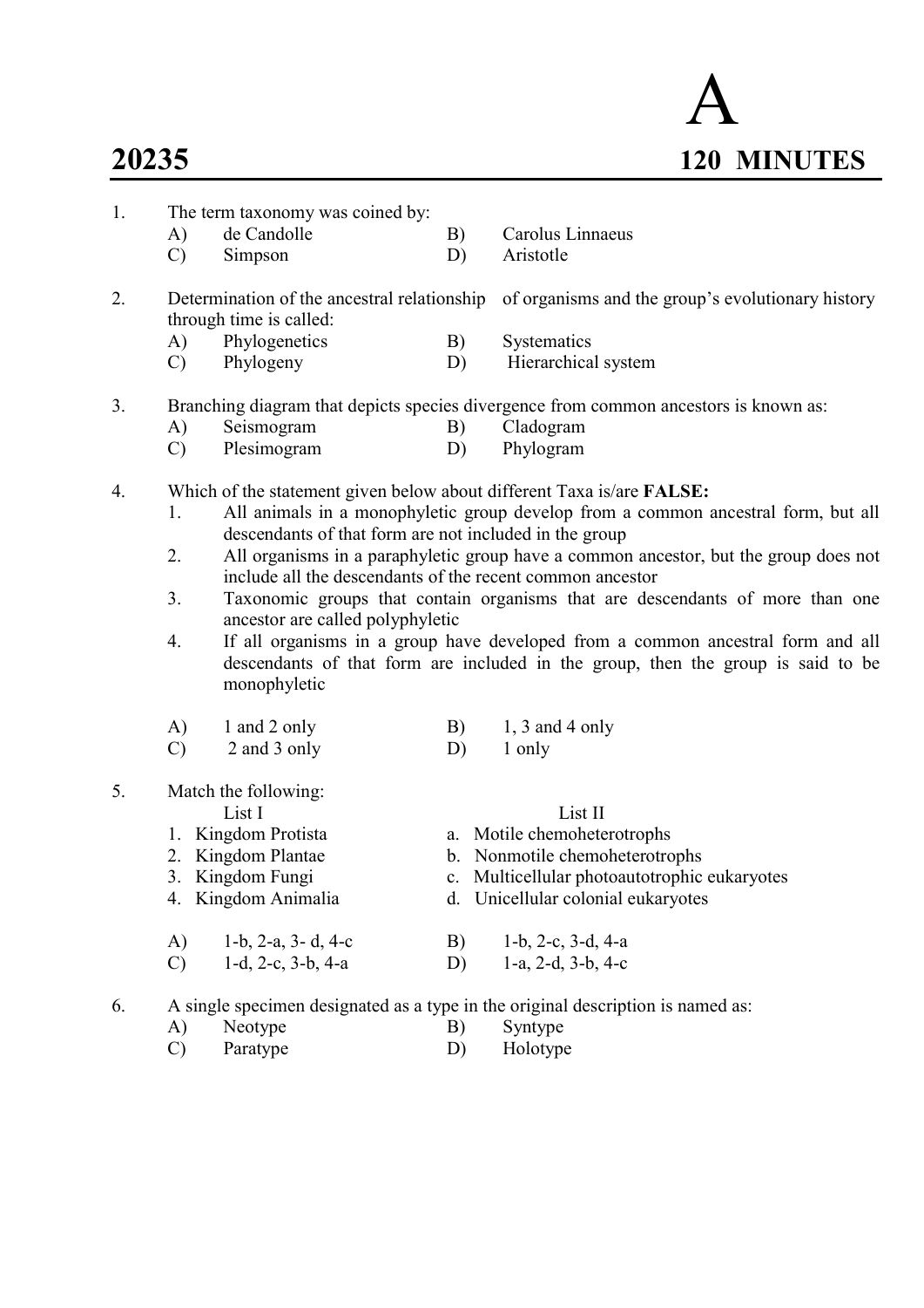# A

**20235** **120 MINUTES**

1. The term taxonomy was coined by:
   - A) de Candolle
   - B) Carolus Linnaeus
   - C) Simpson
   - D) Aristotle

2. Determination of the ancestral relationship of organisms and the group's evolutionary history through time is called:
   - A) Phylogenetics
   - B) Systematics
   - C) Phylogeny
   - D) Hierarchical system

3. Branching diagram that depicts species divergence from common ancestors is known as:
   - A) Seismogram
   - B) Cladogram
   - C) Plesimogram
   - D) Phylogram

4. Which of the statement given below about different Taxa is/are **FALSE:**
   1. All animals in a monophyletic group develop from a common ancestral form, but all descendants of that form are not included in the group
   2. All organisms in a paraphyletic group have a common ancestor, but the group does not include all the descendants of the recent common ancestor
   3. Taxonomic groups that contain organisms that are descendants of more than one ancestor are called polyphyletic
   4. If all organisms in a group have developed from a common ancestral form and all descendants of that form are included in the group, then the group is said to be monophyletic

   - A) 1 and 2 only
   - B) 1, 3 and 4 only
   - C) 2 and 3 only
   - D) 1 only

5. Match the following:

   | List I | List II |
   |---|---|
   | 1. Kingdom Protista | a. Motile chemoheterotrophs |
   | 2. Kingdom Plantae | b. Nonmotile chemoheterotrophs |
   | 3. Kingdom Fungi | c. Multicellular photoautotrophic eukaryotes |
   | 4. Kingdom Animalia | d. Unicellular colonial eukaryotes |

   - A) 1-b, 2-a, 3- d, 4-c
   - B) 1-b, 2-c, 3-d, 4-a
   - C) 1-d, 2-c, 3-b, 4-a
   - D) 1-a, 2-d, 3-b, 4-c

6. A single specimen designated as a type in the original description is named as:
   - A) Neotype
   - B) Syntype
   - C) Paratype
   - D) Holotype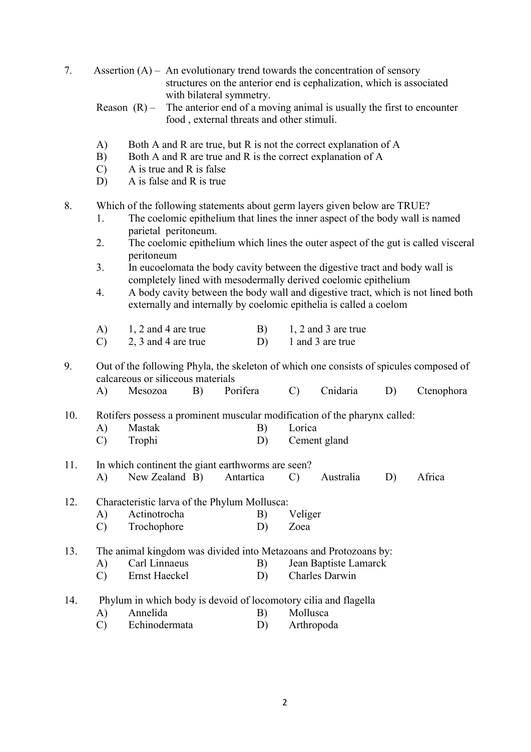7. Assertion (A) – An evolutionary trend towards the concentration of sensory structures on the anterior end is cephalization, which is associated with bilateral symmetry.

   Reason (R) – The anterior end of a moving animal is usually the first to encounter food , external threats and other stimuli.

   A) Both A and R are true, but R is not the correct explanation of A
   B) Both A and R are true and R is the correct explanation of A
   C) A is true and R is false
   D) A is false and R is true

8. Which of the following statements about germ layers given below are TRUE?
   1. The coelomic epithelium that lines the inner aspect of the body wall is named parietal peritoneum.
   2. The coelomic epithelium which lines the outer aspect of the gut is called visceral peritoneum
   3. In eucoelomata the body cavity between the digestive tract and body wall is completely lined with mesodermally derived coelomic epithelium
   4. A body cavity between the body wall and digestive tract, which is not lined both externally and internally by coelomic epithelia is called a coelom

   A) 1, 2 and 4 are true  B) 1, 2 and 3 are true
   C) 2, 3 and 4 are true  D) 1 and 3 are true

9. Out of the following Phyla, the skeleton of which one consists of spicules composed of calcareous or siliceous materials

   A) Mesozoa  B) Porifera  C) Cnidaria  D) Ctenophora

10. Rotifers possess a prominent muscular modification of the pharynx called:

    A) Mastak  B) Lorica
    C) Trophi  D) Cement gland

11. In which continent the giant earthworms are seen?

    A) New Zealand  B) Antartica  C) Australia  D) Africa

12. Characteristic larva of the Phylum Mollusca:

    A) Actinotrocha  B) Veliger
    C) Trochophore  D) Zoea

13. The animal kingdom was divided into Metazoans and Protozoans by:

    A) Carl Linnaeus  B) Jean Baptiste Lamarck
    C) Ernst Haeckel  D) Charles Darwin

14. Phylum in which body is devoid of locomotory cilia and flagella

    A) Annelida  B) Mollusca
    C) Echinodermata  D) Arthropoda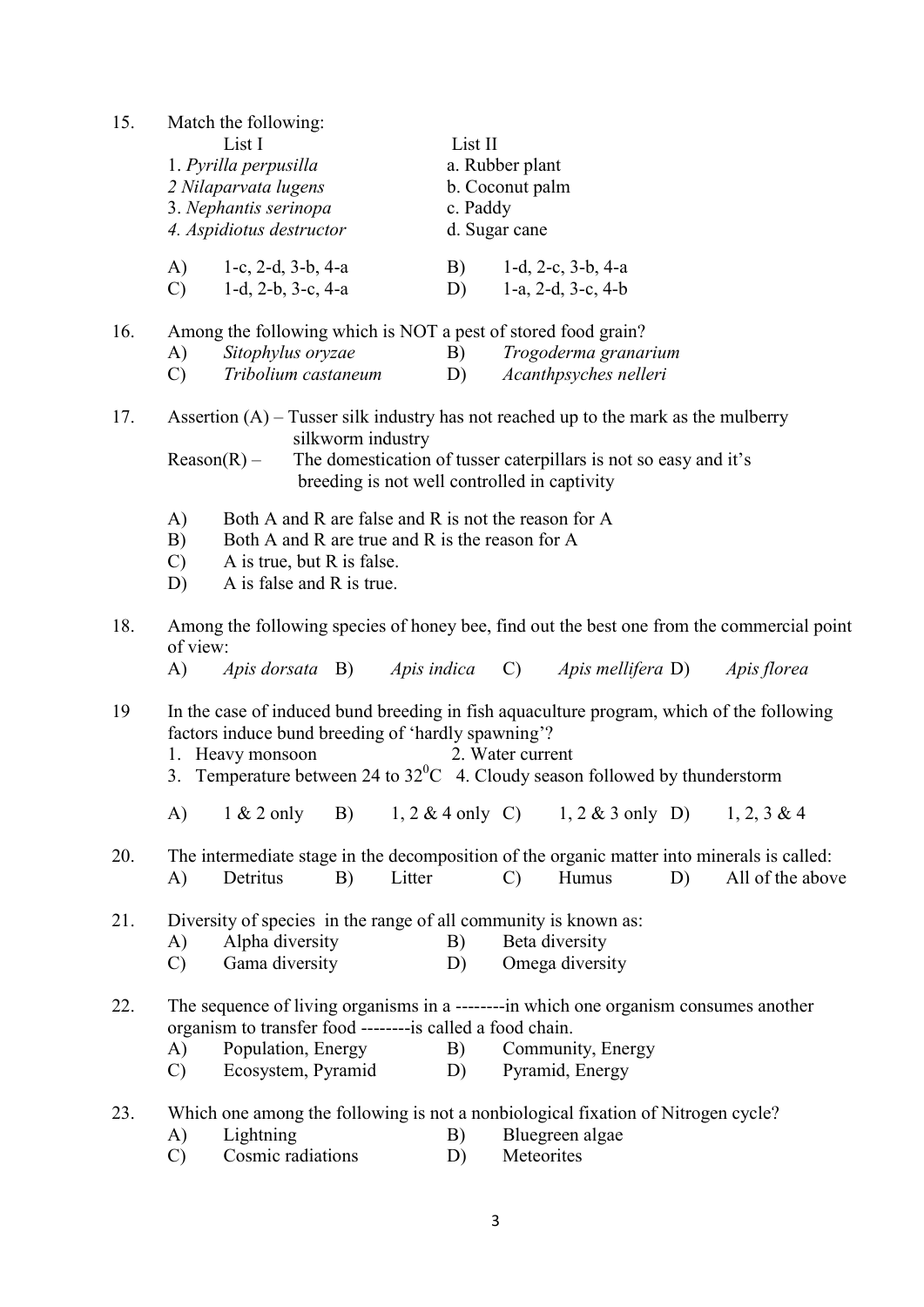15. Match the following:

| List I | List II |
|---|---|
| 1. *Pyrilla perpusilla* | a. Rubber plant |
| *2 Nilaparvata lugens* | b. Coconut palm |
| 3. *Nephantis serinopa* | c. Paddy |
| *4. Aspidiotus destructor* | d. Sugar cane |

A) 1-c, 2-d, 3-b, 4-a  B) 1-d, 2-c, 3-b, 4-a
C) 1-d, 2-b, 3-c, 4-a  D) 1-a, 2-d, 3-c, 4-b

16. Among the following which is NOT a pest of stored food grain?
A) *Sitophylus oryzae*  B) *Trogoderma granarium*
C) *Tribolium castaneum*  D) *Acanthpsyches nelleri*

17. Assertion (A) – Tusser silk industry has not reached up to the mark as the mulberry silkworm industry
Reason(R) – The domestication of tusser caterpillars is not so easy and it's breeding is not well controlled in captivity

A) Both A and R are false and R is not the reason for A
B) Both A and R are true and R is the reason for A
C) A is true, but R is false.
D) A is false and R is true.

18. Among the following species of honey bee, find out the best one from the commercial point of view:
A) *Apis dorsata* B) *Apis indica* C) *Apis mellifera* D) *Apis florea*

19 In the case of induced bund breeding in fish aquaculture program, which of the following factors induce bund breeding of 'hardly spawning'?
1. Heavy monsoon  2. Water current
3. Temperature between 24 to 32$^0$C  4. Cloudy season followed by thunderstorm

A) 1 & 2 only  B) 1, 2 & 4 only  C) 1, 2 & 3 only  D) 1, 2, 3 & 4

20. The intermediate stage in the decomposition of the organic matter into minerals is called:
A) Detritus  B) Litter  C) Humus  D) All of the above

21. Diversity of species in the range of all community is known as:
A) Alpha diversity  B) Beta diversity
C) Gama diversity  D) Omega diversity

22. The sequence of living organisms in a --------in which one organism consumes another organism to transfer food --------is called a food chain.
A) Population, Energy  B) Community, Energy
C) Ecosystem, Pyramid  D) Pyramid, Energy

23. Which one among the following is not a nonbiological fixation of Nitrogen cycle?
A) Lightning  B) Bluegreen algae
C) Cosmic radiations  D) Meteorites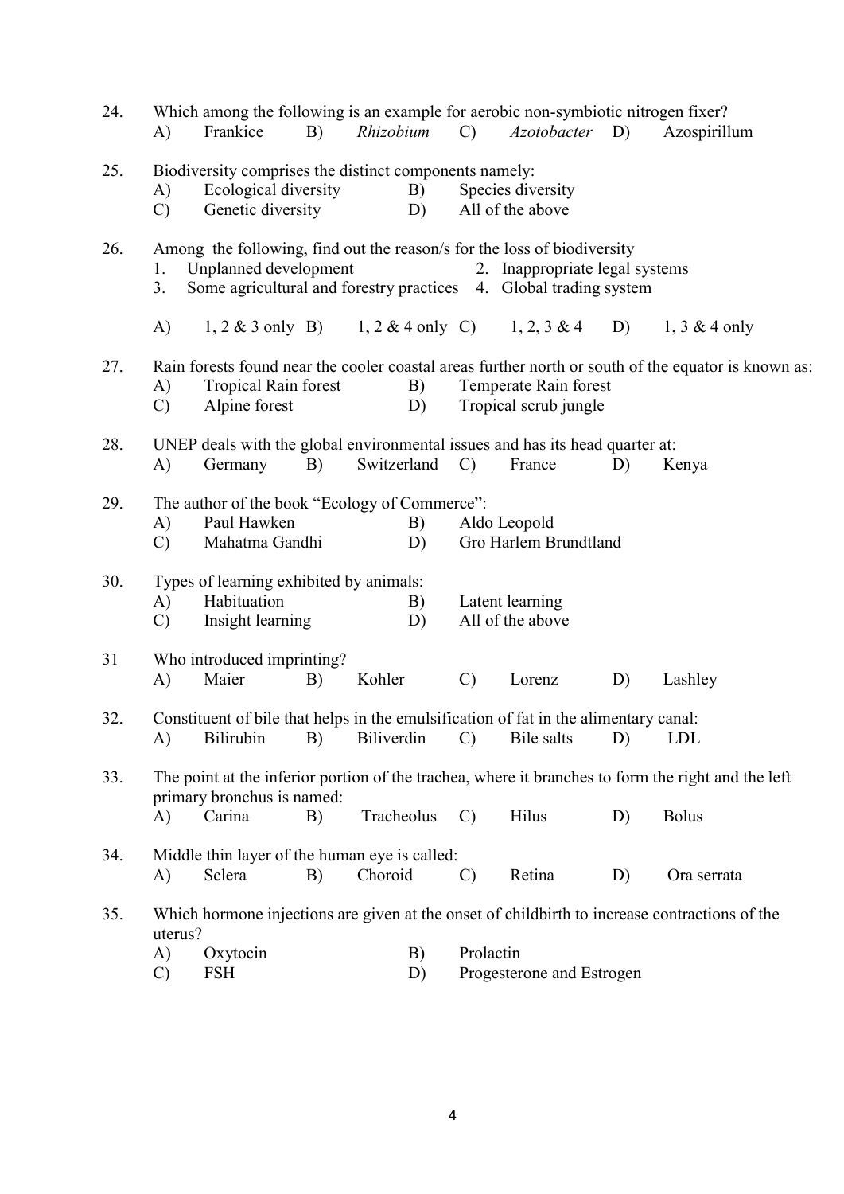24. Which among the following is an example for aerobic non-symbiotic nitrogen fixer?
    A) Frankice B) *Rhizobium* C) *Azotobacter* D) Azospirillum

25. Biodiversity comprises the distinct components namely:
    A) Ecological diversity B) Species diversity
    C) Genetic diversity D) All of the above

26. Among the following, find out the reason/s for the loss of biodiversity
    1. Unplanned development 2. Inappropriate legal systems
    3. Some agricultural and forestry practices 4. Global trading system

    A) 1, 2 & 3 only B) 1, 2 & 4 only C) 1, 2, 3 & 4 D) 1, 3 & 4 only

27. Rain forests found near the cooler coastal areas further north or south of the equator is known as:
    A) Tropical Rain forest B) Temperate Rain forest
    C) Alpine forest D) Tropical scrub jungle

28. UNEP deals with the global environmental issues and has its head quarter at:
    A) Germany B) Switzerland C) France D) Kenya

29. The author of the book "Ecology of Commerce":
    A) Paul Hawken B) Aldo Leopold
    C) Mahatma Gandhi D) Gro Harlem Brundtland

30. Types of learning exhibited by animals:
    A) Habituation B) Latent learning
    C) Insight learning D) All of the above

31 Who introduced imprinting?
    A) Maier B) Kohler C) Lorenz D) Lashley

32. Constituent of bile that helps in the emulsification of fat in the alimentary canal:
    A) Bilirubin B) Biliverdin C) Bile salts D) LDL

33. The point at the inferior portion of the trachea, where it branches to form the right and the left primary bronchus is named:
    A) Carina B) Tracheolus C) Hilus D) Bolus

34. Middle thin layer of the human eye is called:
    A) Sclera B) Choroid C) Retina D) Ora serrata

35. Which hormone injections are given at the onset of childbirth to increase contractions of the uterus?
    A) Oxytocin B) Prolactin
    C) FSH D) Progesterone and Estrogen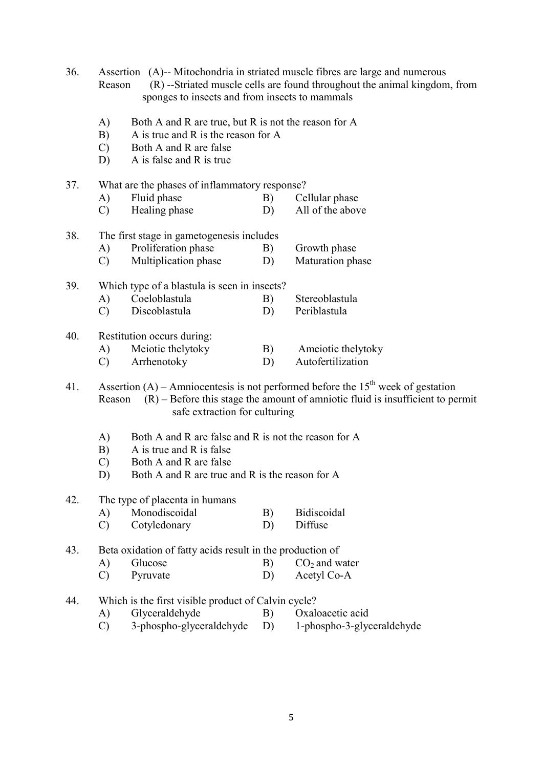36. Assertion (A)-- Mitochondria in striated muscle fibres are large and numerous
    Reason (R) --Striated muscle cells are found throughout the animal kingdom, from sponges to insects and from insects to mammals

    A) Both A and R are true, but R is not the reason for A
    B) A is true and R is the reason for A
    C) Both A and R are false
    D) A is false and R is true

37. What are the phases of inflammatory response?
    A) Fluid phase
    B) Cellular phase
    C) Healing phase
    D) All of the above

38. The first stage in gametogenesis includes
    A) Proliferation phase
    B) Growth phase
    C) Multiplication phase
    D) Maturation phase

39. Which type of a blastula is seen in insects?
    A) Coeloblastula
    B) Stereoblastula
    C) Discoblastula
    D) Periblastula

40. Restitution occurs during:
    A) Meiotic thelytoky
    B) Ameiotic thelytoky
    C) Arrhenotoky
    D) Autofertilization

41. Assertion (A) – Amniocentesis is not performed before the 15$^{th}$ week of gestation
    Reason (R) – Before this stage the amount of amniotic fluid is insufficient to permit safe extraction for culturing

    A) Both A and R are false and R is not the reason for A
    B) A is true and R is false
    C) Both A and R are false
    D) Both A and R are true and R is the reason for A

42. The type of placenta in humans
    A) Monodiscoidal
    B) Bidiscoidal
    C) Cotyledonary
    D) Diffuse

43. Beta oxidation of fatty acids result in the production of
    A) Glucose
    B) $CO_2$ and water
    C) Pyruvate
    D) Acetyl Co-A

44. Which is the first visible product of Calvin cycle?
    A) Glyceraldehyde
    B) Oxaloacetic acid
    C) 3-phospho-glyceraldehyde
    D) 1-phospho-3-glyceraldehyde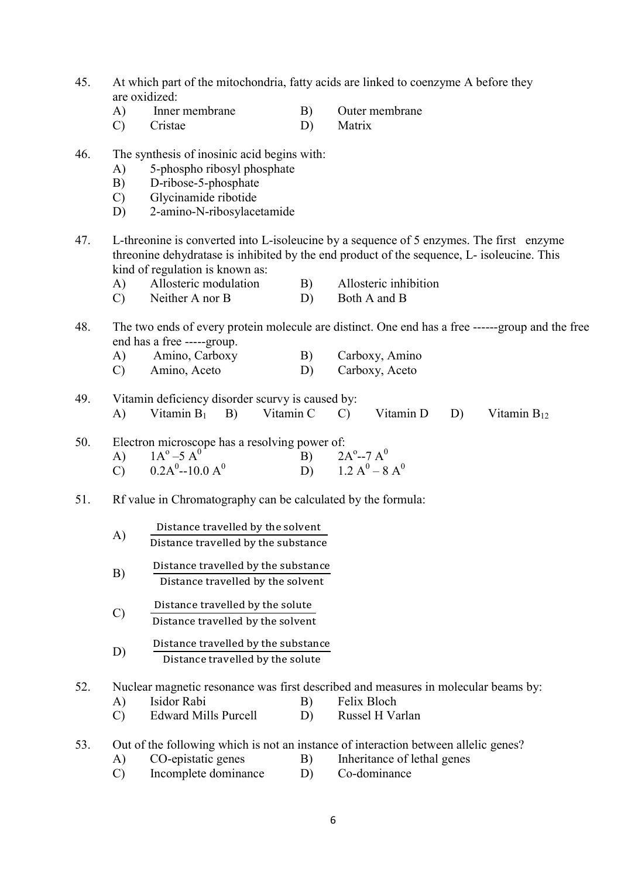45. At which part of the mitochondria, fatty acids are linked to coenzyme A before they are oxidized:
    - A) Inner membrane
    - B) Outer membrane
    - C) Cristae
    - D) Matrix

46. The synthesis of inosinic acid begins with:
    - A) 5-phospho ribosyl phosphate
    - B) D-ribose-5-phosphate
    - C) Glycinamide ribotide
    - D) 2-amino-N-ribosylacetamide

47. L-threonine is converted into L-isoleucine by a sequence of 5 enzymes. The first enzyme threonine dehydratase is inhibited by the end product of the sequence, L- isoleucine. This kind of regulation is known as:
    - A) Allosteric modulation
    - B) Allosteric inhibition
    - C) Neither A nor B
    - D) Both A and B

48. The two ends of every protein molecule are distinct. One end has a free ------group and the free end has a free -----group.
    - A) Amino, Carboxy
    - B) Carboxy, Amino
    - C) Amino, Aceto
    - D) Carboxy, Aceto

49. Vitamin deficiency disorder scurvy is caused by:
    - A) Vitamin $B_1$
    - B) Vitamin C
    - C) Vitamin D
    - D) Vitamin $B_{12}$

50. Electron microscope has a resolving power of:
    - A) $1A^o$ –$5 A^0$
    - B) $2A^o$--$7 A^0$
    - C) $0.2A^0$--$10.0 A^0$
    - D) $1.2 A^0$ – $8 A^0$

51. Rf value in Chromatography can be calculated by the formula:
    - A) $\frac{\text{Distance travelled by the solvent}}{\text{Distance travelled by the substance}}$
    - B) $\frac{\text{Distance travelled by the substance}}{\text{Distance travelled by the solvent}}$
    - C) $\frac{\text{Distance travelled by the solute}}{\text{Distance travelled by the solvent}}$
    - D) $\frac{\text{Distance travelled by the substance}}{\text{Distance travelled by the solute}}$

52. Nuclear magnetic resonance was first described and measures in molecular beams by:
    - A) Isidor Rabi
    - B) Felix Bloch
    - C) Edward Mills Purcell
    - D) Russel H Varlan

53. Out of the following which is not an instance of interaction between allelic genes?
    - A) CO-epistatic genes
    - B) Inheritance of lethal genes
    - C) Incomplete dominance
    - D) Co-dominance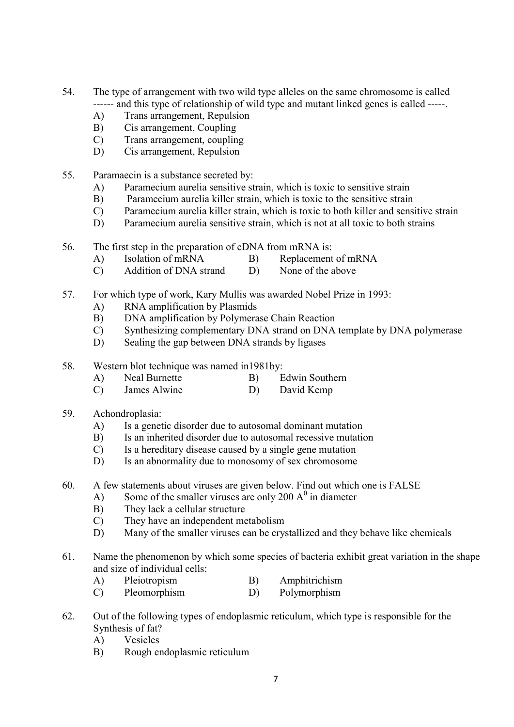54. The type of arrangement with two wild type alleles on the same chromosome is called ------ and this type of relationship of wild type and mutant linked genes is called -----.
    - A) Trans arrangement, Repulsion
    - B) Cis arrangement, Coupling
    - C) Trans arrangement, coupling
    - D) Cis arrangement, Repulsion

55. Paramaecin is a substance secreted by:
    - A) Paramecium aurelia sensitive strain, which is toxic to sensitive strain
    - B) Paramecium aurelia killer strain, which is toxic to the sensitive strain
    - C) Paramecium aurelia killer strain, which is toxic to both killer and sensitive strain
    - D) Paramecium aurelia sensitive strain, which is not at all toxic to both strains

56. The first step in the preparation of cDNA from mRNA is:
    - A) Isolation of mRNA
    - B) Replacement of mRNA
    - C) Addition of DNA strand
    - D) None of the above

57. For which type of work, Kary Mullis was awarded Nobel Prize in 1993:
    - A) RNA amplification by Plasmids
    - B) DNA amplification by Polymerase Chain Reaction
    - C) Synthesizing complementary DNA strand on DNA template by DNA polymerase
    - D) Sealing the gap between DNA strands by ligases

58. Western blot technique was named in1981by:
    - A) Neal Burnette
    - B) Edwin Southern
    - C) James Alwine
    - D) David Kemp

59. Achondroplasia:
    - A) Is a genetic disorder due to autosomal dominant mutation
    - B) Is an inherited disorder due to autosomal recessive mutation
    - C) Is a hereditary disease caused by a single gene mutation
    - D) Is an abnormality due to monosomy of sex chromosome

60. A few statements about viruses are given below. Find out which one is FALSE
    - A) Some of the smaller viruses are only 200 $A^0$ in diameter
    - B) They lack a cellular structure
    - C) They have an independent metabolism
    - D) Many of the smaller viruses can be crystallized and they behave like chemicals

61. Name the phenomenon by which some species of bacteria exhibit great variation in the shape and size of individual cells:
    - A) Pleiotropism
    - B) Amphitrichism
    - C) Pleomorphism
    - D) Polymorphism

62. Out of the following types of endoplasmic reticulum, which type is responsible for the Synthesis of fat?
    - A) Vesicles
    - B) Rough endoplasmic reticulum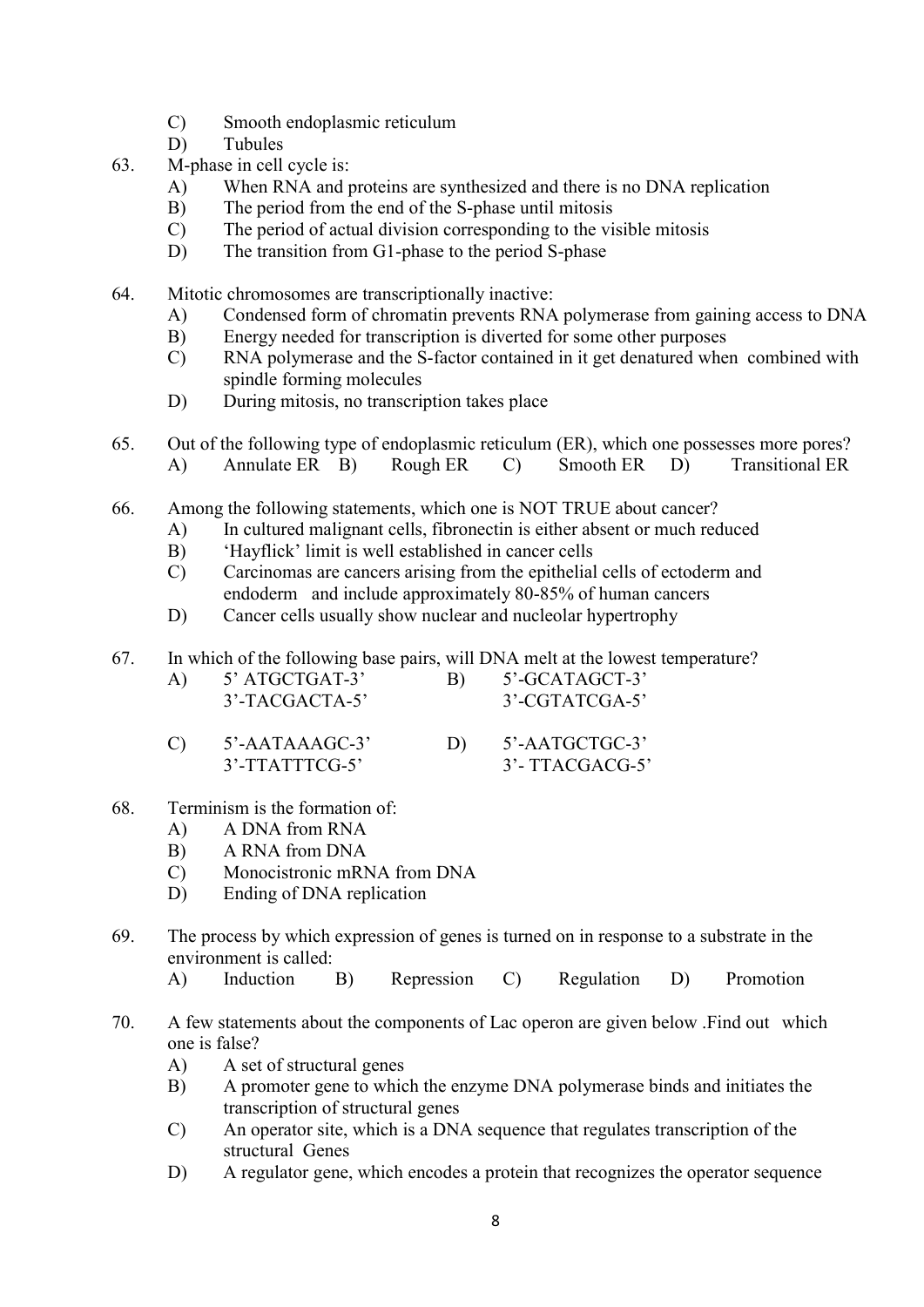C) Smooth endoplasmic reticulum
D) Tubules

63. M-phase in cell cycle is:
A) When RNA and proteins are synthesized and there is no DNA replication
B) The period from the end of the S-phase until mitosis
C) The period of actual division corresponding to the visible mitosis
D) The transition from G1-phase to the period S-phase

64. Mitotic chromosomes are transcriptionally inactive:
A) Condensed form of chromatin prevents RNA polymerase from gaining access to DNA
B) Energy needed for transcription is diverted for some other purposes
C) RNA polymerase and the S-factor contained in it get denatured when combined with spindle forming molecules
D) During mitosis, no transcription takes place

65. Out of the following type of endoplasmic reticulum (ER), which one possesses more pores?
A) Annulate ER B) Rough ER C) Smooth ER D) Transitional ER

66. Among the following statements, which one is NOT TRUE about cancer?
A) In cultured malignant cells, fibronectin is either absent or much reduced
B) 'Hayflick' limit is well established in cancer cells
C) Carcinomas are cancers arising from the epithelial cells of ectoderm and endoderm and include approximately 80-85% of human cancers
D) Cancer cells usually show nuclear and nucleolar hypertrophy

67. In which of the following base pairs, will DNA melt at the lowest temperature?

A) 5' ATGCTGAT-3'
3'-TACGACTA-5'

B) 5'-GCATAGCT-3'
3'-CGTATCGA-5'

C) 5'-AATAAAGC-3'
3'-TTATTTCG-5'

D) 5'-AATGCTGC-3'
3'- TTACGACG-5'

68. Terminism is the formation of:
A) A DNA from RNA
B) A RNA from DNA
C) Monocistronic mRNA from DNA
D) Ending of DNA replication

69. The process by which expression of genes is turned on in response to a substrate in the environment is called:
A) Induction B) Repression C) Regulation D) Promotion

70. A few statements about the components of Lac operon are given below .Find out which one is false?
A) A set of structural genes
B) A promoter gene to which the enzyme DNA polymerase binds and initiates the transcription of structural genes
C) An operator site, which is a DNA sequence that regulates transcription of the structural Genes
D) A regulator gene, which encodes a protein that recognizes the operator sequence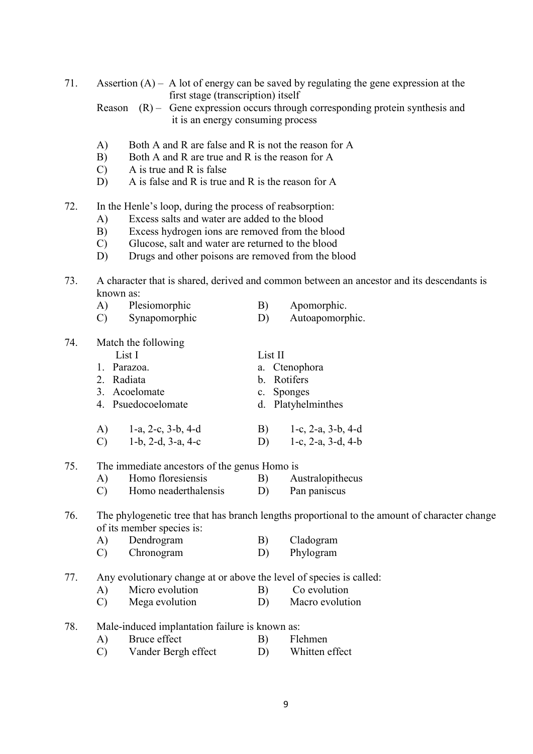71. Assertion (A) – A lot of energy can be saved by regulating the gene expression at the first stage (transcription) itself

    Reason (R) – Gene expression occurs through corresponding protein synthesis and it is an energy consuming process

    A) Both A and R are false and R is not the reason for A
    B) Both A and R are true and R is the reason for A
    C) A is true and R is false
    D) A is false and R is true and R is the reason for A

72. In the Henle's loop, during the process of reabsorption:
    A) Excess salts and water are added to the blood
    B) Excess hydrogen ions are removed from the blood
    C) Glucose, salt and water are returned to the blood
    D) Drugs and other poisons are removed from the blood

73. A character that is shared, derived and common between an ancestor and its descendants is known as:
    A) Plesiomorphic
    B) Apomorphic.
    C) Synapomorphic
    D) Autoapomorphic.

74. Match the following

| List I | List II |
|---|---|
| 1. Parazoa. | a. Ctenophora |
| 2. Radiata | b. Rotifers |
| 3. Acoelomate | c. Sponges |
| 4. Psuedocoelomate | d. Platyhelminthes |

    A) 1-a, 2-c, 3-b, 4-d
    B) 1-c, 2-a, 3-b, 4-d
    C) 1-b, 2-d, 3-a, 4-c
    D) 1-c, 2-a, 3-d, 4-b

75. The immediate ancestors of the genus Homo is
    A) Homo floresiensis
    B) Australopithecus
    C) Homo neaderthalensis
    D) Pan paniscus

76. The phylogenetic tree that has branch lengths proportional to the amount of character change of its member species is:
    A) Dendrogram
    B) Cladogram
    C) Chronogram
    D) Phylogram

77. Any evolutionary change at or above the level of species is called:
    A) Micro evolution
    B) Co evolution
    C) Mega evolution
    D) Macro evolution

78. Male-induced implantation failure is known as:
    A) Bruce effect
    B) Flehmen
    C) Vander Bergh effect
    D) Whitten effect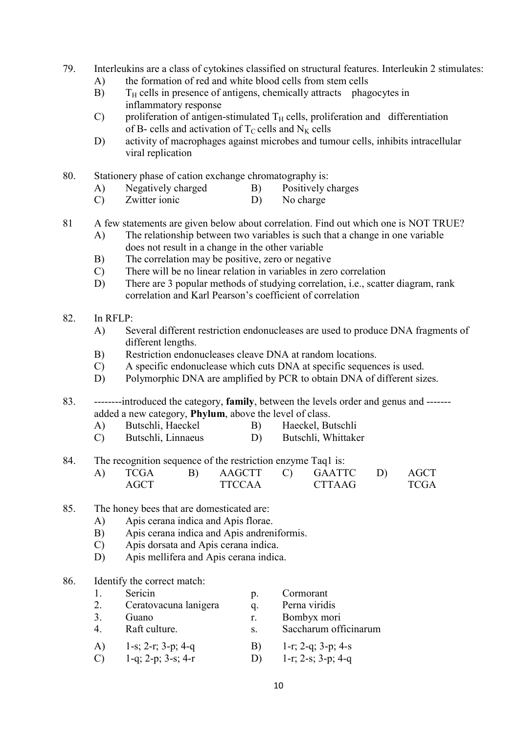79. Interleukins are a class of cytokines classified on structural features. Interleukin 2 stimulates:
    - A) the formation of red and white blood cells from stem cells
    - B) $T_H$ cells in presence of antigens, chemically attracts phagocytes in inflammatory response
    - C) proliferation of antigen-stimulated $T_H$ cells, proliferation and differentiation of B- cells and activation of $T_C$ cells and $N_K$ cells
    - D) activity of macrophages against microbes and tumour cells, inhibits intracellular viral replication

80. Stationery phase of cation exchange chromatography is:
    - A) Negatively charged
    - B) Positively charges
    - C) Zwitter ionic
    - D) No charge

81 A few statements are given below about correlation. Find out which one is NOT TRUE?
    - A) The relationship between two variables is such that a change in one variable does not result in a change in the other variable
    - B) The correlation may be positive, zero or negative
    - C) There will be no linear relation in variables in zero correlation
    - D) There are 3 popular methods of studying correlation, i.e., scatter diagram, rank correlation and Karl Pearson's coefficient of correlation

82. In RFLP:
    - A) Several different restriction endonucleases are used to produce DNA fragments of different lengths.
    - B) Restriction endonucleases cleave DNA at random locations.
    - C) A specific endonuclease which cuts DNA at specific sequences is used.
    - D) Polymorphic DNA are amplified by PCR to obtain DNA of different sizes.

83. --------introduced the category, **family**, between the levels order and genus and ------- added a new category, **Phylum**, above the level of class.
    - A) Butschli, Haeckel
    - B) Haeckel, Butschli
    - C) Butschli, Linnaeus
    - D) Butschli, Whittaker

84. The recognition sequence of the restriction enzyme Taq1 is:

| A) | B) | C) | D) |
|---|---|---|---|
| TCGA<br>AGCT | AAGCTT<br>TTCCAA | GAATTC<br>CTTAAG | AGCT<br>TCGA |

85. The honey bees that are domesticated are:
    - A) Apis cerana indica and Apis florae.
    - B) Apis cerana indica and Apis andreniformis.
    - C) Apis dorsata and Apis cerana indica.
    - D) Apis mellifera and Apis cerana indica.

86. Identify the correct match:

| | | | |
|---|---|---|---|
| 1. | Sericin | p. | Cormorant |
| 2. | Ceratovacuna lanigera | q. | Perna viridis |
| 3. | Guano | r. | Bombyx mori |
| 4. | Raft culture. | s. | Saccharum officinarum |

- A) 1-s; 2-r; 3-p; 4-q
- B) 1-r; 2-q; 3-p; 4-s
- C) 1-q; 2-p; 3-s; 4-r
- D) 1-r; 2-s; 3-p; 4-q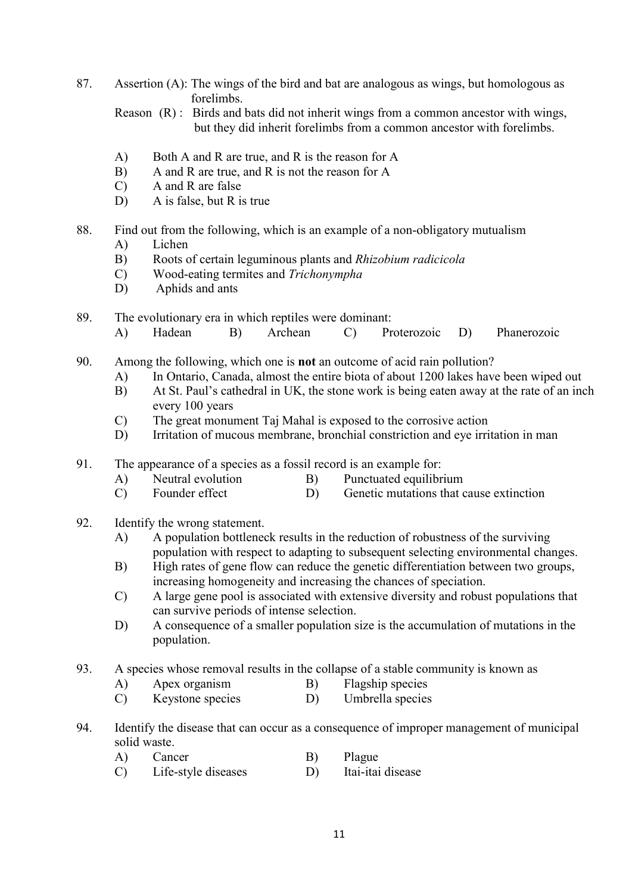87. Assertion (A): The wings of the bird and bat are analogous as wings, but homologous as forelimbs.

    Reason (R) : Birds and bats did not inherit wings from a common ancestor with wings, but they did inherit forelimbs from a common ancestor with forelimbs.

    A) Both A and R are true, and R is the reason for A
    B) A and R are true, and R is not the reason for A
    C) A and R are false
    D) A is false, but R is true

88. Find out from the following, which is an example of a non-obligatory mutualism
    A) Lichen
    B) Roots of certain leguminous plants and *Rhizobium radicicola*
    C) Wood-eating termites and *Trichonympha*
    D) Aphids and ants

89. The evolutionary era in which reptiles were dominant:
    A) Hadean B) Archean C) Proterozoic D) Phanerozoic

90. Among the following, which one is **not** an outcome of acid rain pollution?
    A) In Ontario, Canada, almost the entire biota of about 1200 lakes have been wiped out
    B) At St. Paul's cathedral in UK, the stone work is being eaten away at the rate of an inch every 100 years
    C) The great monument Taj Mahal is exposed to the corrosive action
    D) Irritation of mucous membrane, bronchial constriction and eye irritation in man

91. The appearance of a species as a fossil record is an example for:
    A) Neutral evolution B) Punctuated equilibrium
    C) Founder effect D) Genetic mutations that cause extinction

92. Identify the wrong statement.
    A) A population bottleneck results in the reduction of robustness of the surviving population with respect to adapting to subsequent selecting environmental changes.
    B) High rates of gene flow can reduce the genetic differentiation between two groups, increasing homogeneity and increasing the chances of speciation.
    C) A large gene pool is associated with extensive diversity and robust populations that can survive periods of intense selection.
    D) A consequence of a smaller population size is the accumulation of mutations in the population.

93. A species whose removal results in the collapse of a stable community is known as
    A) Apex organism B) Flagship species
    C) Keystone species D) Umbrella species

94. Identify the disease that can occur as a consequence of improper management of municipal solid waste.
    A) Cancer B) Plague
    C) Life-style diseases D) Itai-itai disease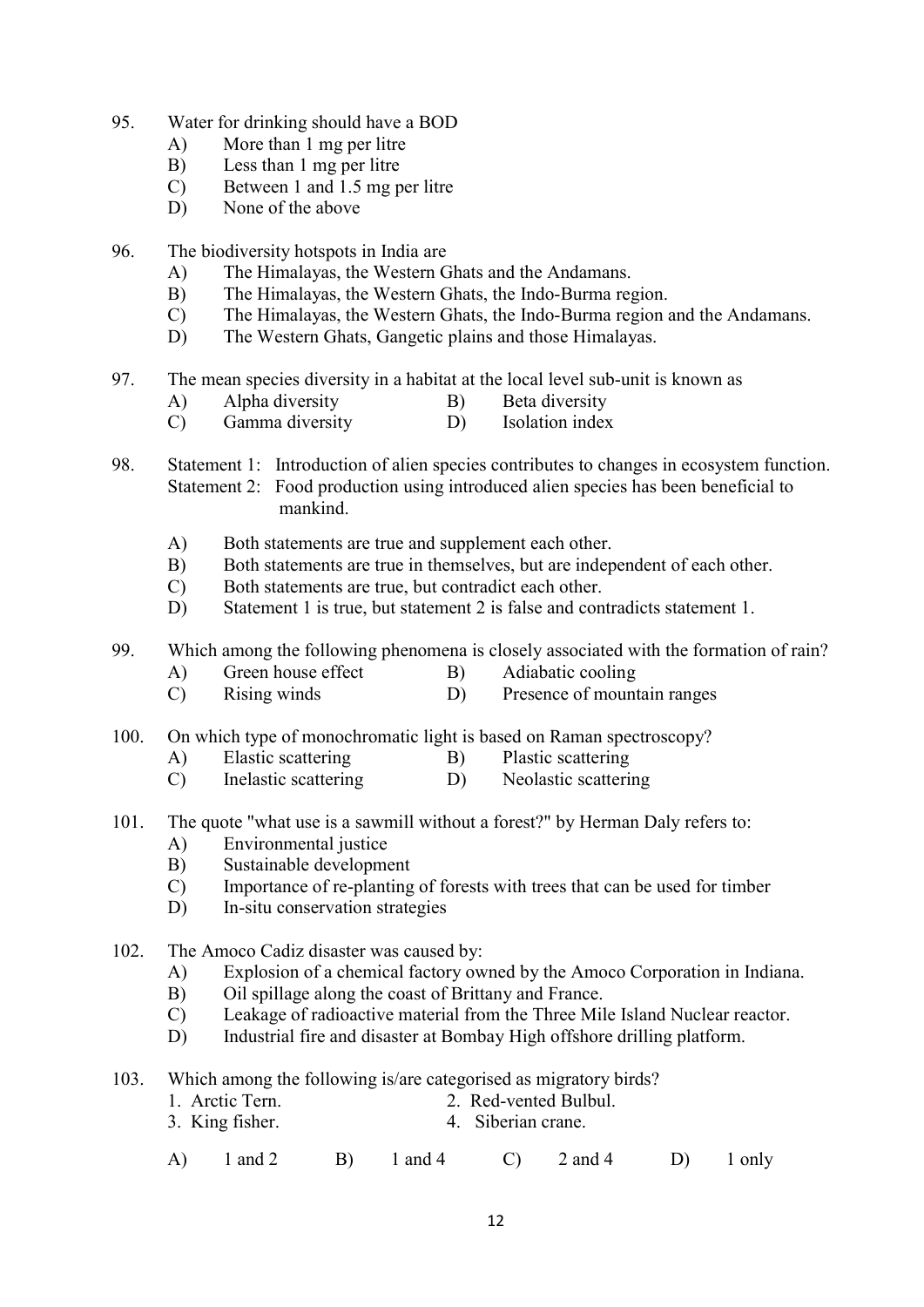95. Water for drinking should have a BOD
    A) More than 1 mg per litre
    B) Less than 1 mg per litre
    C) Between 1 and 1.5 mg per litre
    D) None of the above

96. The biodiversity hotspots in India are
    A) The Himalayas, the Western Ghats and the Andamans.
    B) The Himalayas, the Western Ghats, the Indo-Burma region.
    C) The Himalayas, the Western Ghats, the Indo-Burma region and the Andamans.
    D) The Western Ghats, Gangetic plains and those Himalayas.

97. The mean species diversity in a habitat at the local level sub-unit is known as
    A) Alpha diversity
    B) Beta diversity
    C) Gamma diversity
    D) Isolation index

98. Statement 1: Introduction of alien species contributes to changes in ecosystem function.
    Statement 2: Food production using introduced alien species has been beneficial to mankind.

    A) Both statements are true and supplement each other.
    B) Both statements are true in themselves, but are independent of each other.
    C) Both statements are true, but contradict each other.
    D) Statement 1 is true, but statement 2 is false and contradicts statement 1.

99. Which among the following phenomena is closely associated with the formation of rain?
    A) Green house effect
    B) Adiabatic cooling
    C) Rising winds
    D) Presence of mountain ranges

100. On which type of monochromatic light is based on Raman spectroscopy?
    A) Elastic scattering
    B) Plastic scattering
    C) Inelastic scattering
    D) Neolastic scattering

101. The quote "what use is a sawmill without a forest?" by Herman Daly refers to:
    A) Environmental justice
    B) Sustainable development
    C) Importance of re-planting of forests with trees that can be used for timber
    D) In-situ conservation strategies

102. The Amoco Cadiz disaster was caused by:
    A) Explosion of a chemical factory owned by the Amoco Corporation in Indiana.
    B) Oil spillage along the coast of Brittany and France.
    C) Leakage of radioactive material from the Three Mile Island Nuclear reactor.
    D) Industrial fire and disaster at Bombay High offshore drilling platform.

103. Which among the following is/are categorised as migratory birds?
    1. Arctic Tern.
    2. Red-vented Bulbul.
    3. King fisher.
    4. Siberian crane.

    A) 1 and 2
    B) 1 and 4
    C) 2 and 4
    D) 1 only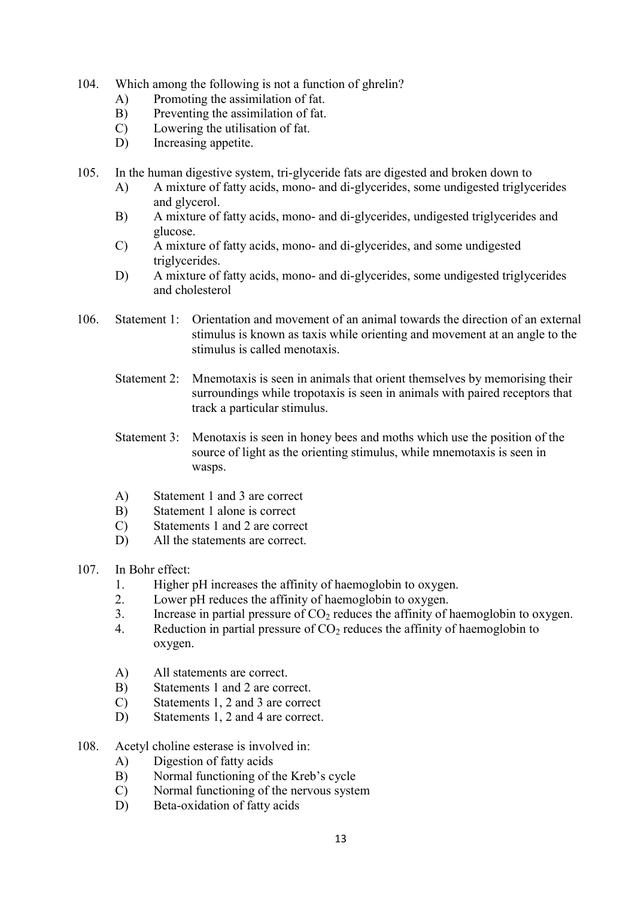104. Which among the following is not a function of ghrelin?
   A) Promoting the assimilation of fat.
   B) Preventing the assimilation of fat.
   C) Lowering the utilisation of fat.
   D) Increasing appetite.

105. In the human digestive system, tri-glyceride fats are digested and broken down to
   A) A mixture of fatty acids, mono- and di-glycerides, some undigested triglycerides and glycerol.
   B) A mixture of fatty acids, mono- and di-glycerides, undigested triglycerides and glucose.
   C) A mixture of fatty acids, mono- and di-glycerides, and some undigested triglycerides.
   D) A mixture of fatty acids, mono- and di-glycerides, some undigested triglycerides and cholesterol

106. Statement 1: Orientation and movement of an animal towards the direction of an external stimulus is known as taxis while orienting and movement at an angle to the stimulus is called menotaxis.

   Statement 2: Mnemotaxis is seen in animals that orient themselves by memorising their surroundings while tropotaxis is seen in animals with paired receptors that track a particular stimulus.

   Statement 3: Menotaxis is seen in honey bees and moths which use the position of the source of light as the orienting stimulus, while mnemotaxis is seen in wasps.

   A) Statement 1 and 3 are correct
   B) Statement 1 alone is correct
   C) Statements 1 and 2 are correct
   D) All the statements are correct.

107. In Bohr effect:
   1. Higher pH increases the affinity of haemoglobin to oxygen.
   2. Lower pH reduces the affinity of haemoglobin to oxygen.
   3. Increase in partial pressure of $CO_2$ reduces the affinity of haemoglobin to oxygen.
   4. Reduction in partial pressure of $CO_2$ reduces the affinity of haemoglobin to oxygen.

   A) All statements are correct.
   B) Statements 1 and 2 are correct.
   C) Statements 1, 2 and 3 are correct
   D) Statements 1, 2 and 4 are correct.

108. Acetyl choline esterase is involved in:
   A) Digestion of fatty acids
   B) Normal functioning of the Kreb's cycle
   C) Normal functioning of the nervous system
   D) Beta-oxidation of fatty acids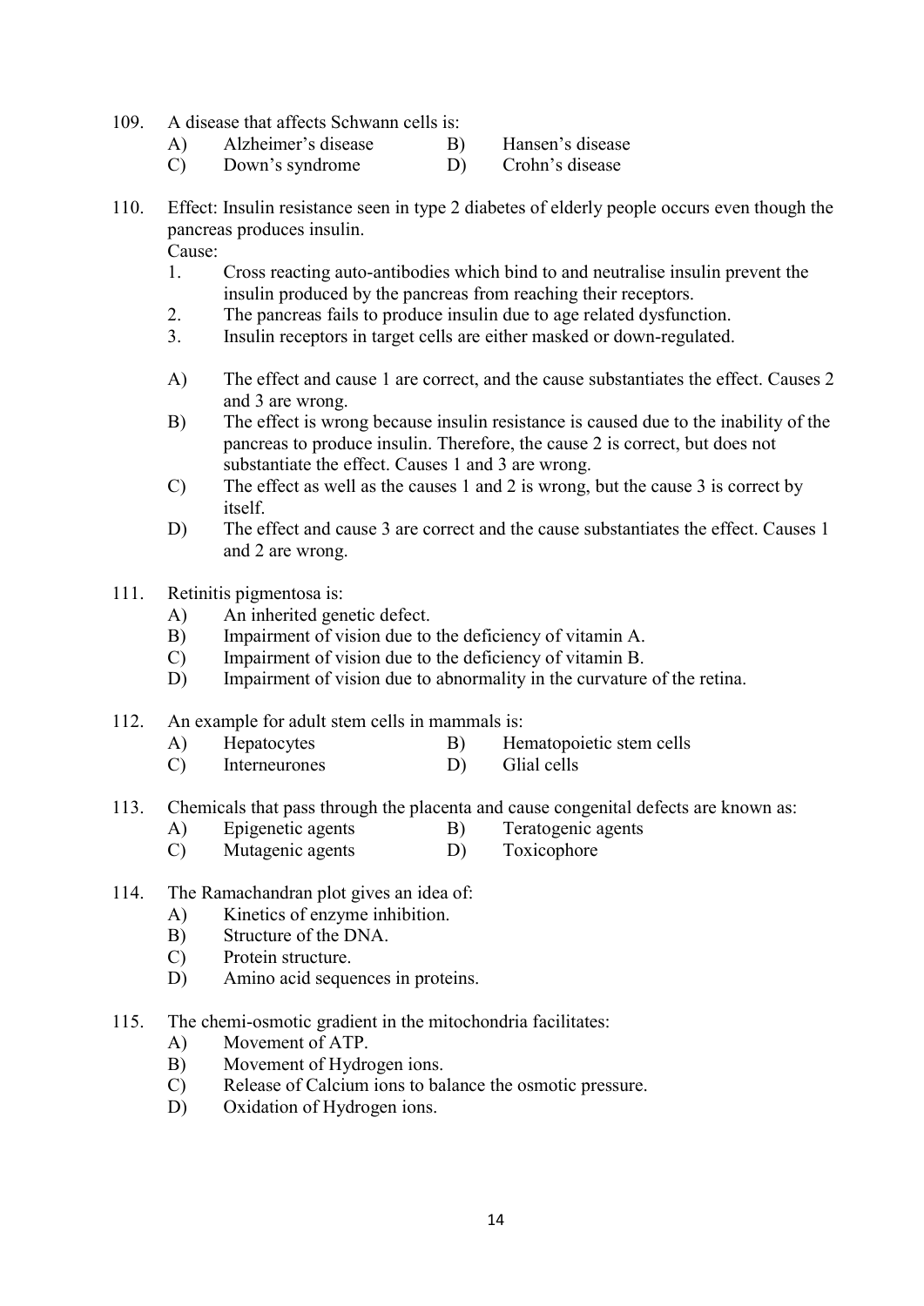109. A disease that affects Schwann cells is:
    A) Alzheimer's disease
    B) Hansen's disease
    C) Down's syndrome
    D) Crohn's disease

110. Effect: Insulin resistance seen in type 2 diabetes of elderly people occurs even though the pancreas produces insulin.

    Cause:
    1. Cross reacting auto-antibodies which bind to and neutralise insulin prevent the insulin produced by the pancreas from reaching their receptors.
    2. The pancreas fails to produce insulin due to age related dysfunction.
    3. Insulin receptors in target cells are either masked or down-regulated.

    A) The effect and cause 1 are correct, and the cause substantiates the effect. Causes 2 and 3 are wrong.
    B) The effect is wrong because insulin resistance is caused due to the inability of the pancreas to produce insulin. Therefore, the cause 2 is correct, but does not substantiate the effect. Causes 1 and 3 are wrong.
    C) The effect as well as the causes 1 and 2 is wrong, but the cause 3 is correct by itself.
    D) The effect and cause 3 are correct and the cause substantiates the effect. Causes 1 and 2 are wrong.

111. Retinitis pigmentosa is:
    A) An inherited genetic defect.
    B) Impairment of vision due to the deficiency of vitamin A.
    C) Impairment of vision due to the deficiency of vitamin B.
    D) Impairment of vision due to abnormality in the curvature of the retina.

112. An example for adult stem cells in mammals is:
    A) Hepatocytes
    B) Hematopoietic stem cells
    C) Interneurones
    D) Glial cells

113. Chemicals that pass through the placenta and cause congenital defects are known as:
    A) Epigenetic agents
    B) Teratogenic agents
    C) Mutagenic agents
    D) Toxicophore

114. The Ramachandran plot gives an idea of:
    A) Kinetics of enzyme inhibition.
    B) Structure of the DNA.
    C) Protein structure.
    D) Amino acid sequences in proteins.

115. The chemi-osmotic gradient in the mitochondria facilitates:
    A) Movement of ATP.
    B) Movement of Hydrogen ions.
    C) Release of Calcium ions to balance the osmotic pressure.
    D) Oxidation of Hydrogen ions.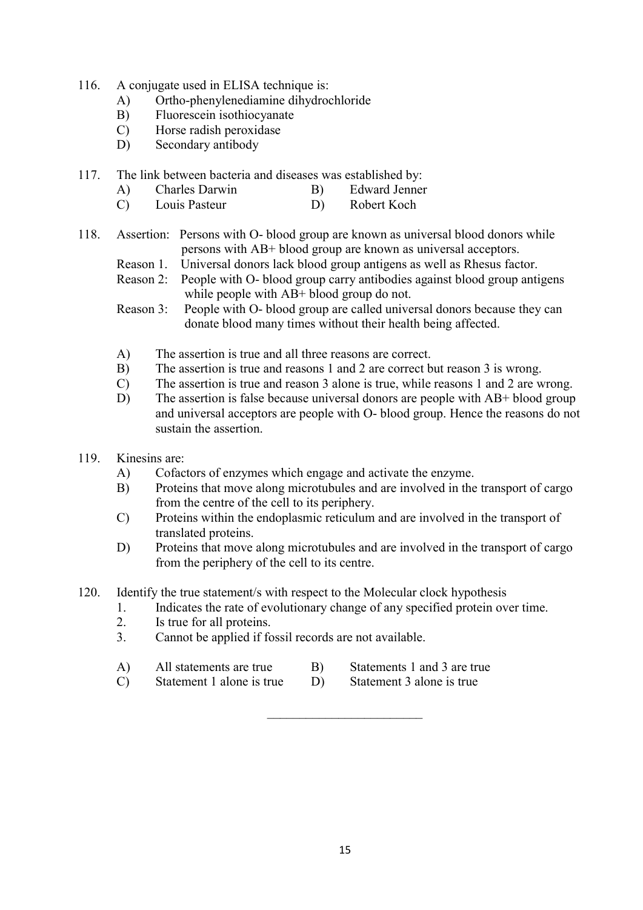116. A conjugate used in ELISA technique is:
   - A) Ortho-phenylenediamine dihydrochloride
   - B) Fluorescein isothiocyanate
   - C) Horse radish peroxidase
   - D) Secondary antibody

117. The link between bacteria and diseases was established by:
   - A) Charles Darwin
   - B) Edward Jenner
   - C) Louis Pasteur
   - D) Robert Koch

118. Assertion: Persons with O- blood group are known as universal blood donors while persons with AB+ blood group are known as universal acceptors.

   Reason 1. Universal donors lack blood group antigens as well as Rhesus factor.

   Reason 2: People with O- blood group carry antibodies against blood group antigens while people with AB+ blood group do not.

   Reason 3: People with O- blood group are called universal donors because they can donate blood many times without their health being affected.

   - A) The assertion is true and all three reasons are correct.
   - B) The assertion is true and reasons 1 and 2 are correct but reason 3 is wrong.
   - C) The assertion is true and reason 3 alone is true, while reasons 1 and 2 are wrong.
   - D) The assertion is false because universal donors are people with AB+ blood group and universal acceptors are people with O- blood group. Hence the reasons do not sustain the assertion.

119. Kinesins are:
   - A) Cofactors of enzymes which engage and activate the enzyme.
   - B) Proteins that move along microtubules and are involved in the transport of cargo from the centre of the cell to its periphery.
   - C) Proteins within the endoplasmic reticulum and are involved in the transport of translated proteins.
   - D) Proteins that move along microtubules and are involved in the transport of cargo from the periphery of the cell to its centre.

120. Identify the true statement/s with respect to the Molecular clock hypothesis
   1. Indicates the rate of evolutionary change of any specified protein over time.
   2. Is true for all proteins.
   3. Cannot be applied if fossil records are not available.

   - A) All statements are true
   - B) Statements 1 and 3 are true
   - C) Statement 1 alone is true
   - D) Statement 3 alone is true

---